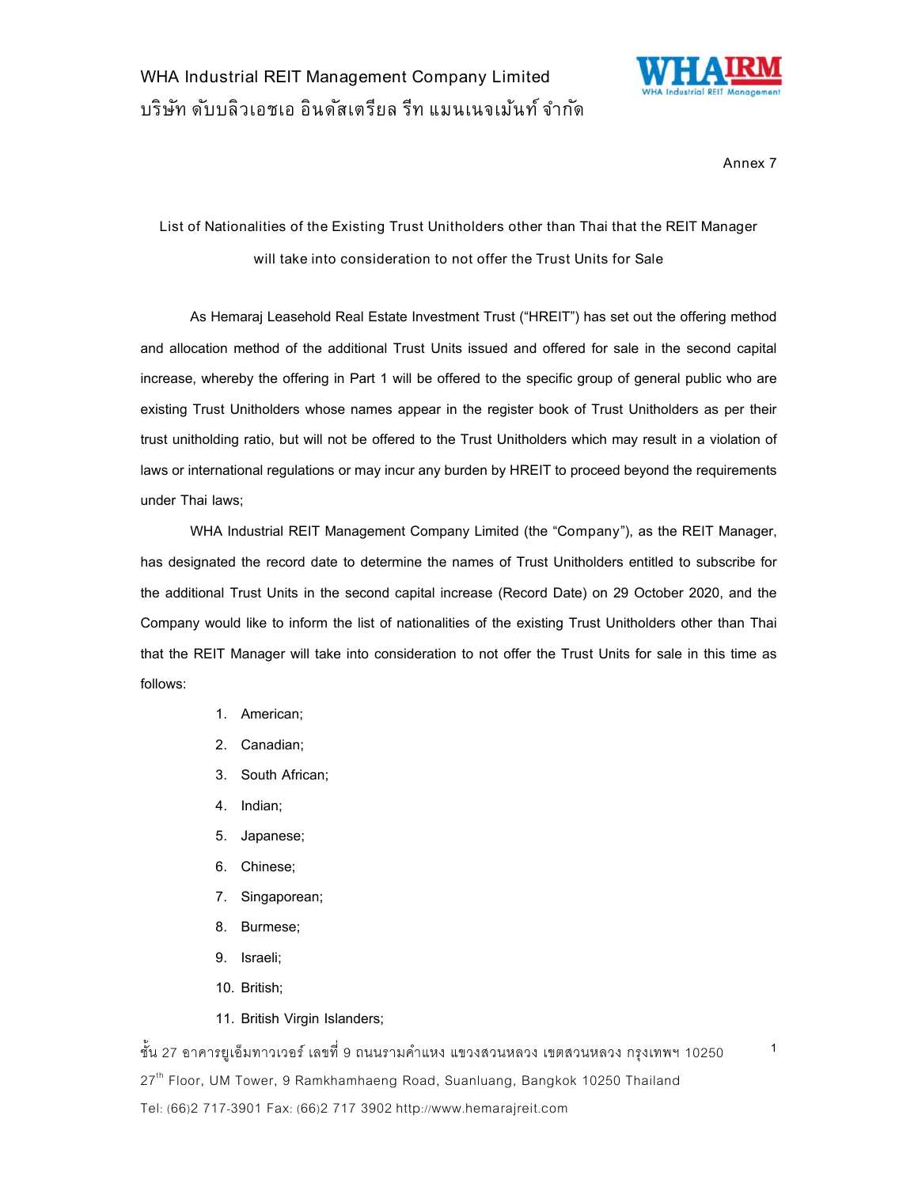WHA Industrial REIT Management Company Limited

บริษัท ดับบลิวเอชเอ อินดัสเตรียล รีท แมนเนจเม้นท์ จำกัด

Annex 7

## List of Nationalities of the Existing Trust Unitholders other than Thai that the REIT Manager will take into consideration to not offer the Trust Units for Sale

As Hemaraj Leasehold Real Estate Investment Trust ("HREIT") has set out the offering method and allocation method of the additional Trust Units issued and offered for sale in the second capital increase, whereby the offering in Part 1 will be offered to the specific group of general public who are existing Trust Unitholders whose names appear in the register book of Trust Unitholders as per their trust unitholding ratio, but will not be offered to the Trust Unitholders which may result in a violation of laws or international regulations or may incur any burden by HREIT to proceed beyond the requirements under Thai laws;

WHA Industrial REIT Management Company Limited (the "Company"), as the REIT Manager, has designated the record date to determine the names of Trust Unitholders entitled to subscribe for the additional Trust Units in the second capital increase (Record Date) on 29 October 2020, and the Company would like to inform the list of nationalities of the existing Trust Unitholders other than Thai that the REIT Manager will take into consideration to not offer the Trust Units for sale in this time as follows:

1. American;
2. Canadian;
3. South African;
4. Indian;
5. Japanese;
6. Chinese;
7. Singaporean;
8. Burmese;
9. Israeli;
10. British;
11. British Virgin Islanders;

ชั้น 27 อาคารยูเอ็มทาวเวอร์ เลขที่ 9 ถนนรามคำแหง แขวงสวนหลวง เขตสวนหลวง กรุงเทพฯ 10250

27th Floor, UM Tower, 9 Ramkhamhaeng Road, Suanluang, Bangkok 10250 Thailand

Tel: (66)2 717-3901 Fax: (66)2 717 3902 http://www.hemarajreit.com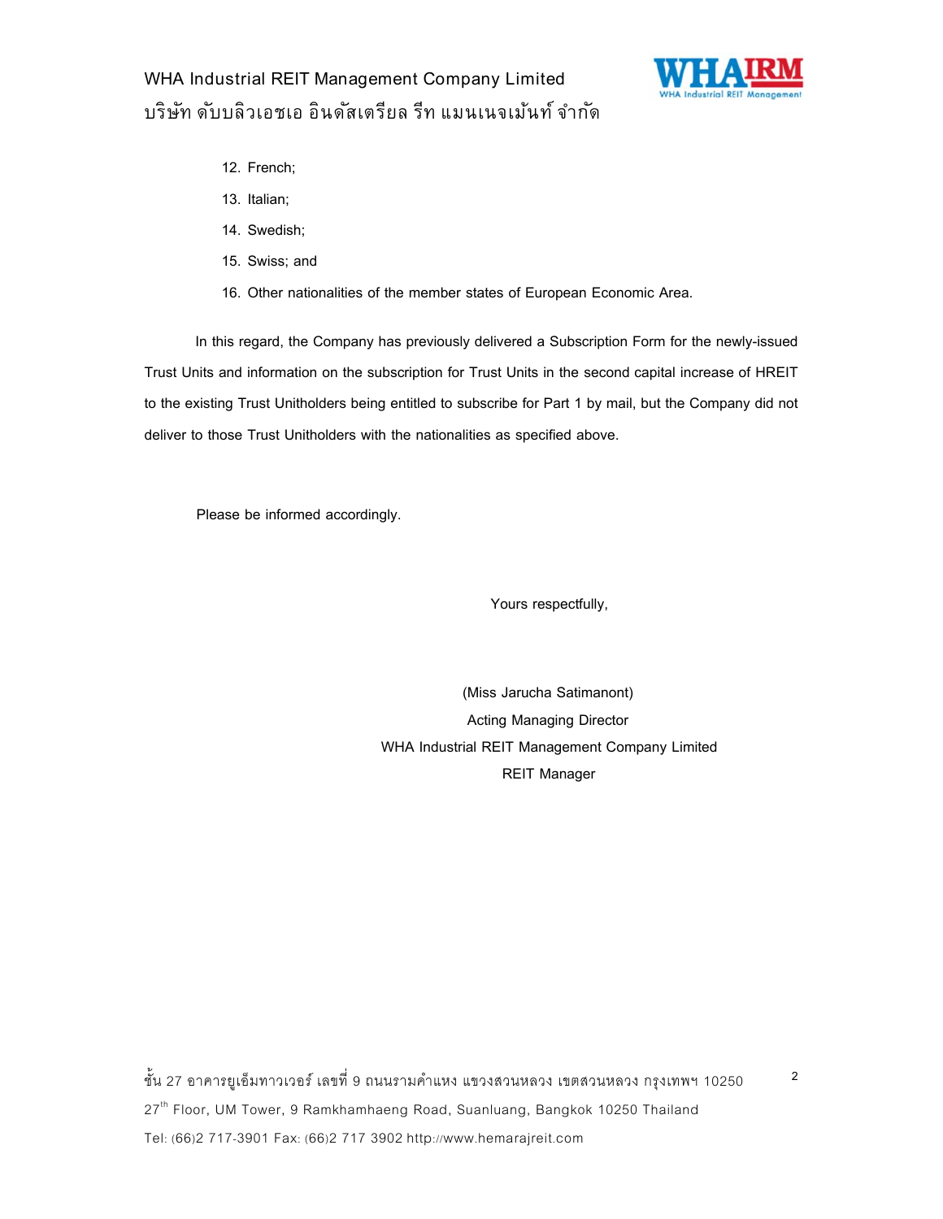12. French;
13. Italian;
14. Swedish;
15. Swiss; and
16. Other nationalities of the member states of European Economic Area.

In this regard, the Company has previously delivered a Subscription Form for the newly-issued Trust Units and information on the subscription for Trust Units in the second capital increase of HREIT to the existing Trust Unitholders being entitled to subscribe for Part 1 by mail, but the Company did not deliver to those Trust Unitholders with the nationalities as specified above.

Please be informed accordingly.

Yours respectfully,

(Miss Jarucha Satimanont)
Acting Managing Director
WHA Industrial REIT Management Company Limited
REIT Manager